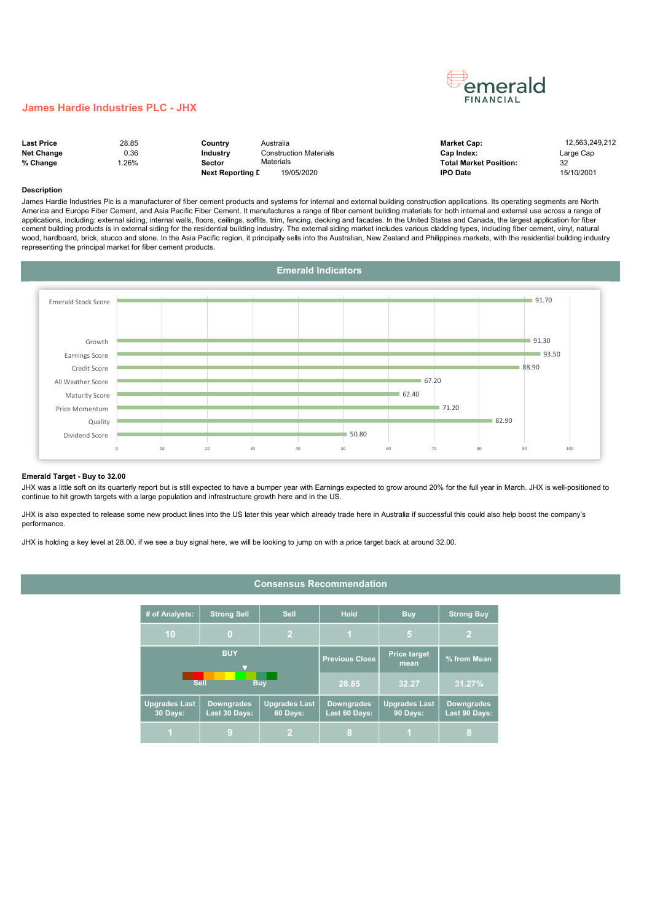# James Hardie Industries PLC - JHX

| | | | | | |
|---|---|---|---|---|---|
| **Last Price** | 28.85 | **Country** | Australia | **Market Cap:** | 12,563,249,212 |
| **Net Change** | 0.36 | **Industry** | Construction Materials | **Cap Index:** | Large Cap |
| **% Change** | 1.26% | **Sector** | Materials | **Total Market Position:** | 32 |
| | | **Next Reporting D** | 19/05/2020 | **IPO Date** | 15/10/2001 |

**Description**

James Hardie Industries Plc is a manufacturer of fiber cement products and systems for internal and external building construction applications. Its operating segments are North America and Europe Fiber Cement, and Asia Pacific Fiber Cement. It manufactures a range of fiber cement building materials for both internal and external use across a range of applications, including: external siding, internal walls, floors, ceilings, soffits, trim, fencing, decking and facades. In the United States and Canada, the largest application for fiber cement building products is in external siding for the residential building industry. The external siding market includes various cladding types, including fiber cement, vinyl, natural wood, hardboard, brick, stucco and stone. In the Asia Pacific region, it principally sells into the Australian, New Zealand and Philippines markets, with the residential building industry representing the principal market for fiber cement products.

## Emerald Indicators

| Indicator | Score |
|---|---|
| Emerald Stock Score | 91.70 |
| Growth | 91.30 |
| Earnings Score | 93.50 |
| Credit Score | 88.90 |
| All Weather Score | 67.20 |
| Maturity Score | 62.40 |
| Price Momentum | 71.20 |
| Quality | 82.90 |
| Dividend Score | 50.80 |

**Emerald Target - Buy to 32.00**

JHX was a little soft on its quarterly report but is still expected to have a bumper year with Earnings expected to grow around 20% for the full year in March. JHX is well-positioned to continue to hit growth targets with a large population and infrastructure growth here and in the US.

JHX is also expected to release some new product lines into the US later this year which already trade here in Australia if successful this could also help boost the company's performance.

JHX is holding a key level at 28.00, if we see a buy signal here, we will be looking to jump on with a price target back at around 32.00.

## Consensus Recommendation

| # of Analysts: | Strong Sell | Sell | Hold | Buy | Strong Buy |
|---|---|---|---|---|---|
| 10 | 0 | 2 | 1 | 5 | 2 |

| BUY (Sell — Buy) | | Previous Close | Price target mean | % from Mean |
|---|---|---|---|---|
| | | 28.85 | 32.27 | 31.27% |

| Upgrades Last 30 Days: | Downgrades Last 30 Days: | Upgrades Last 60 Days: | Downgrades Last 60 Days: | Upgrades Last 90 Days: | Downgrades Last 90 Days: |
|---|---|---|---|---|---|
| 1 | 9 | 2 | 8 | 1 | 8 |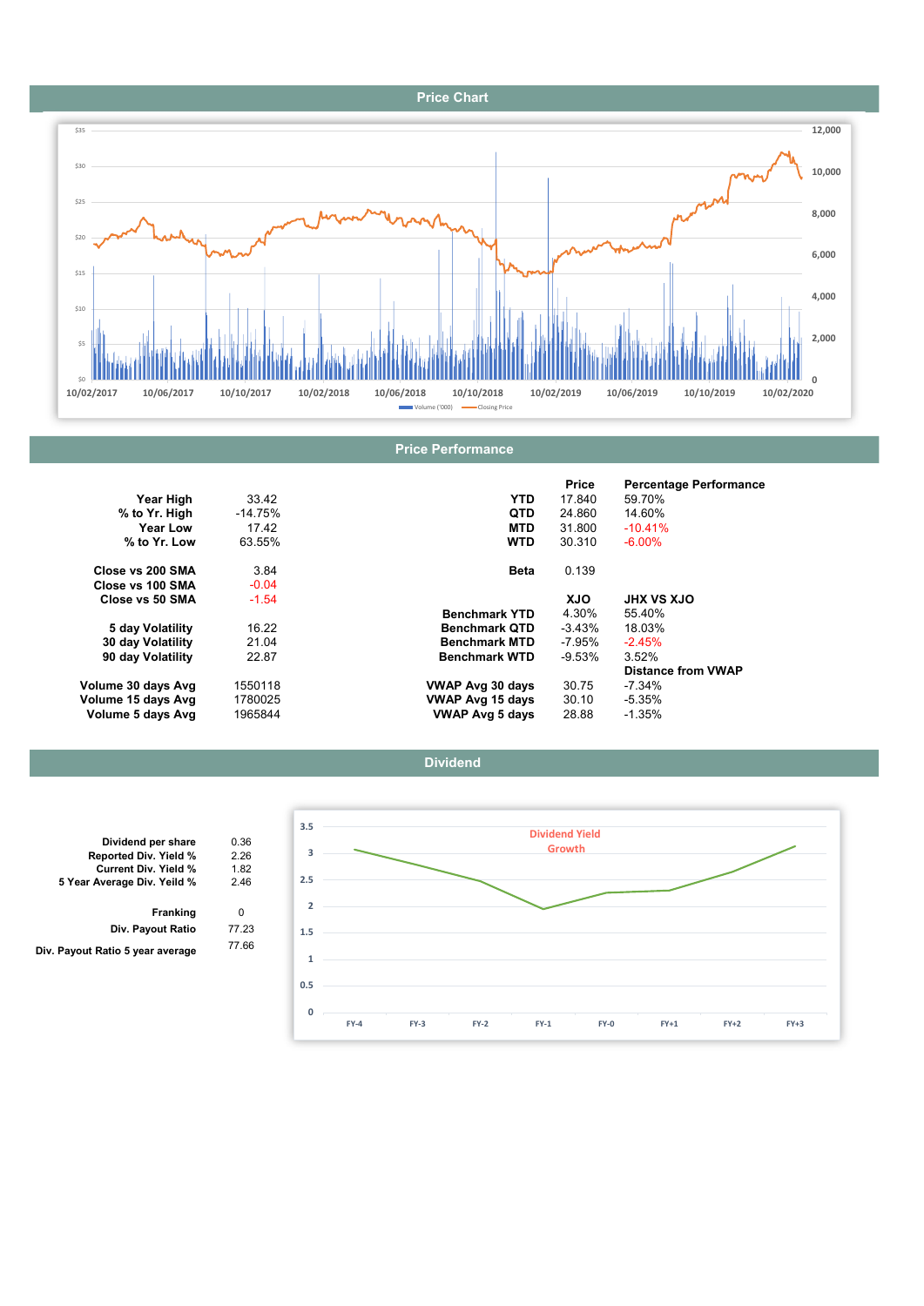## Price Chart

## Price Performance

| | |
|---|---|
| **Year High** | 33.42 |
| **% to Yr. High** | -14.75% |
| **Year Low** | 17.42 |
| **% to Yr. Low** | 63.55% |
| **Close vs 200 SMA** | 3.84 |
| **Close vs 100 SMA** | -0.04 |
| **Close vs 50 SMA** | -1.54 |
| **5 day Volatility** | 16.22 |
| **30 day Volatility** | 21.04 |
| **90 day Volatility** | 22.87 |
| **Volume 30 days Avg** | 1550118 |
| **Volume 15 days Avg** | 1780025 |
| **Volume 5 days Avg** | 1965844 |

| | Price | Percentage Performance |
|---|---|---|
| **YTD** | 17.840 | 59.70% |
| **QTD** | 24.860 | 14.60% |
| **MTD** | 31.800 | -10.41% |
| **WTD** | 30.310 | -6.00% |
| **Beta** | 0.139 | |
| | **XJO** | **JHX VS XJO** |
| **Benchmark YTD** | 4.30% | 55.40% |
| **Benchmark QTD** | -3.43% | 18.03% |
| **Benchmark MTD** | -7.95% | -2.45% |
| **Benchmark WTD** | -9.53% | 3.52% |
| | | **Distance from VWAP** |
| **VWAP Avg 30 days** | 30.75 | -7.34% |
| **VWAP Avg 15 days** | 30.10 | -5.35% |
| **VWAP Avg 5 days** | 28.88 | -1.35% |

## Dividend

| | |
|---|---|
| **Dividend per share** | 0.36 |
| **Reported Div. Yield %** | 2.26 |
| **Current Div. Yield %** | 1.82 |
| **5 Year Average Div. Yeild %** | 2.46 |
| **Franking** | 0 |
| **Div. Payout Ratio** | 77.23 |
| **Div. Payout Ratio 5 year average** | 77.66 |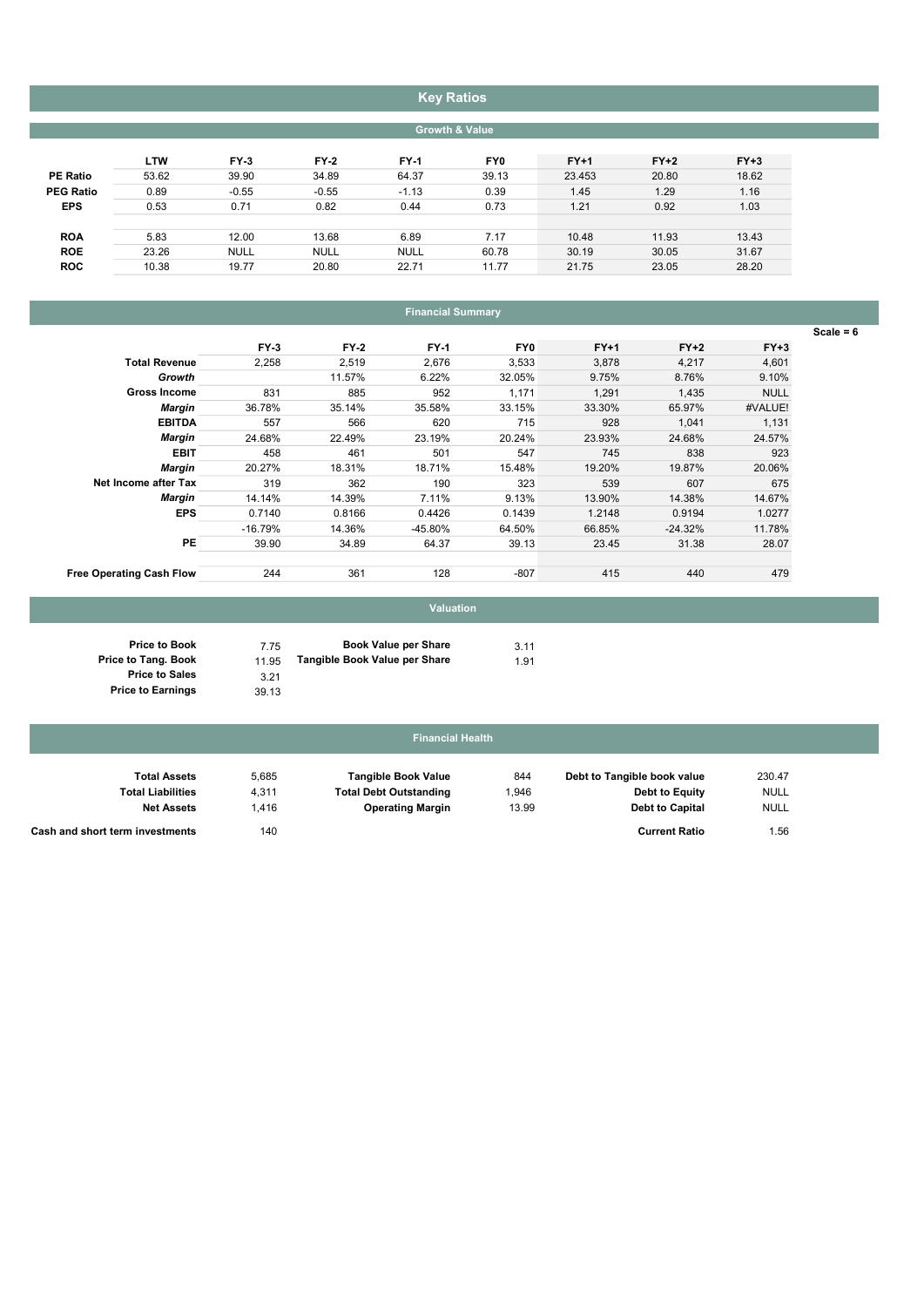# Key Ratios

## Growth & Value

| | LTW | FY-3 | FY-2 | FY-1 | FY0 | FY+1 | FY+2 | FY+3 |
|---|---|---|---|---|---|---|---|---|
| **PE Ratio** | 53.62 | 39.90 | 34.89 | 64.37 | 39.13 | 23.453 | 20.80 | 18.62 |
| **PEG Ratio** | 0.89 | -0.55 | -0.55 | -1.13 | 0.39 | 1.45 | 1.29 | 1.16 |
| **EPS** | 0.53 | 0.71 | 0.82 | 0.44 | 0.73 | 1.21 | 0.92 | 1.03 |
| | | | | | | | | |
| **ROA** | 5.83 | 12.00 | 13.68 | 6.89 | 7.17 | 10.48 | 11.93 | 13.43 |
| **ROE** | 23.26 | NULL | NULL | NULL | 60.78 | 30.19 | 30.05 | 31.67 |
| **ROC** | 10.38 | 19.77 | 20.80 | 22.71 | 11.77 | 21.75 | 23.05 | 28.20 |

## Financial Summary

Scale = 6

| | FY-3 | FY-2 | FY-1 | FY0 | FY+1 | FY+2 | FY+3 |
|---|---|---|---|---|---|---|---|
| **Total Revenue** | 2,258 | 2,519 | 2,676 | 3,533 | 3,878 | 4,217 | 4,601 |
| ***Growth*** | | 11.57% | 6.22% | 32.05% | 9.75% | 8.76% | 9.10% |
| **Gross Income** | 831 | 885 | 952 | 1,171 | 1,291 | 1,435 | NULL |
| ***Margin*** | 36.78% | 35.14% | 35.58% | 33.15% | 33.30% | 65.97% | #VALUE! |
| **EBITDA** | 557 | 566 | 620 | 715 | 928 | 1,041 | 1,131 |
| ***Margin*** | 24.68% | 22.49% | 23.19% | 20.24% | 23.93% | 24.68% | 24.57% |
| **EBIT** | 458 | 461 | 501 | 547 | 745 | 838 | 923 |
| ***Margin*** | 20.27% | 18.31% | 18.71% | 15.48% | 19.20% | 19.87% | 20.06% |
| **Net Income after Tax** | 319 | 362 | 190 | 323 | 539 | 607 | 675 |
| ***Margin*** | 14.14% | 14.39% | 7.11% | 9.13% | 13.90% | 14.38% | 14.67% |
| **EPS** | 0.7140 | 0.8166 | 0.4426 | 0.1439 | 1.2148 | 0.9194 | 1.0277 |
| | -16.79% | 14.36% | -45.80% | 64.50% | 66.85% | -24.32% | 11.78% |
| **PE** | 39.90 | 34.89 | 64.37 | 39.13 | 23.45 | 31.38 | 28.07 |
| | | | | | | | |
| **Free Operating Cash Flow** | 244 | 361 | 128 | -807 | 415 | 440 | 479 |

## Valuation

| | | | |
|---|---|---|---|
| **Price to Book** | 7.75 | **Book Value per Share** | 3.11 |
| **Price to Tang. Book** | 11.95 | **Tangible Book Value per Share** | 1.91 |
| **Price to Sales** | 3.21 | | |
| **Price to Earnings** | 39.13 | | |

## Financial Health

| | | | | | |
|---|---|---|---|---|---|
| **Total Assets** | 5,685 | **Tangible Book Value** | 844 | **Debt to Tangible book value** | 230.47 |
| **Total Liabilities** | 4,311 | **Total Debt Outstanding** | 1,946 | **Debt to Equity** | NULL |
| **Net Assets** | 1,416 | **Operating Margin** | 13.99 | **Debt to Capital** | NULL |
| **Cash and short term investments** | 140 | | | **Current Ratio** | 1.56 |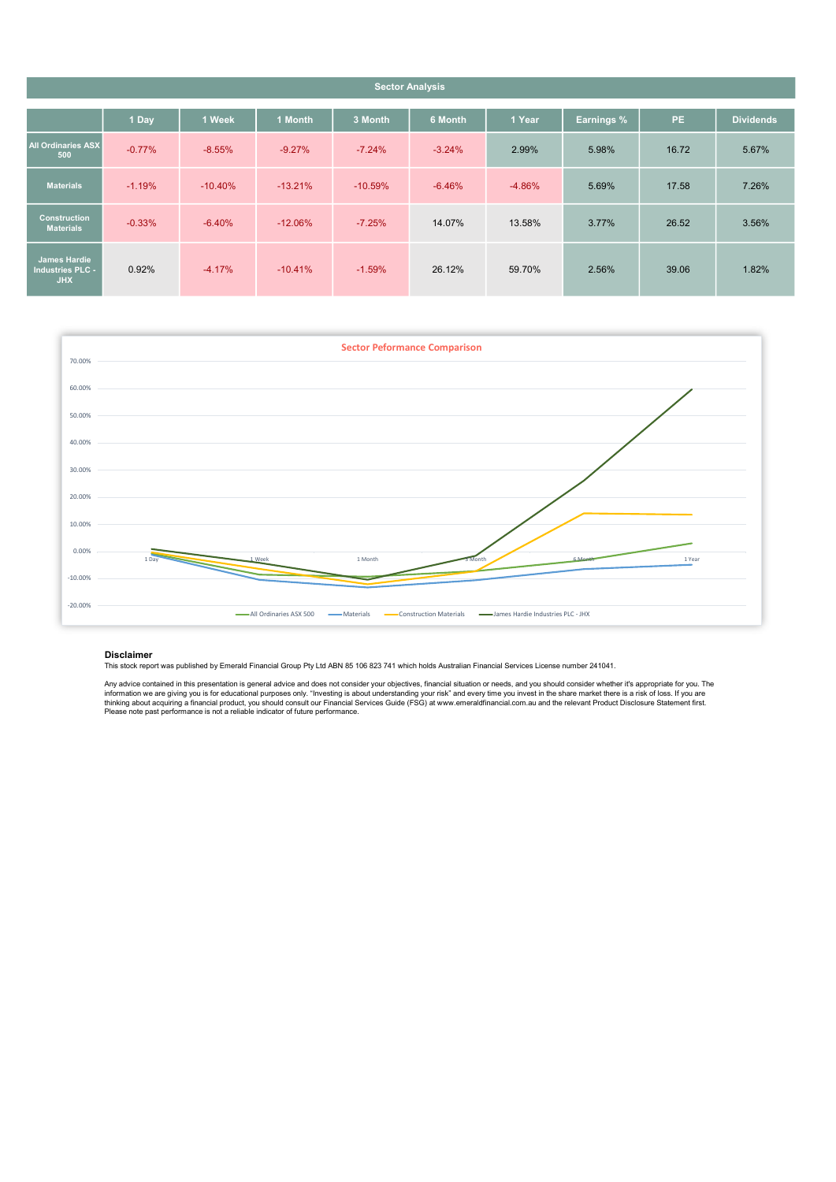## Sector Analysis

| | 1 Day | 1 Week | 1 Month | 3 Month | 6 Month | 1 Year | Earnings % | PE | Dividends |
|---|---|---|---|---|---|---|---|---|---|
| All Ordinaries ASX 500 | -0.77% | -8.55% | -9.27% | -7.24% | -3.24% | 2.99% | 5.98% | 16.72 | 5.67% |
| Materials | -1.19% | -10.40% | -13.21% | -10.59% | -6.46% | -4.86% | 5.69% | 17.58 | 7.26% |
| Construction Materials | -0.33% | -6.40% | -12.06% | -7.25% | 14.07% | 13.58% | 3.77% | 26.52 | 3.56% |
| James Hardie Industries PLC - JHX | 0.92% | -4.17% | -10.41% | -1.59% | 26.12% | 59.70% | 2.56% | 39.06 | 1.82% |

Sector Peformance Comparison

70.00%
60.00%
50.00%
40.00%
30.00%
20.00%
10.00%
0.00%
-10.00%
-20.00%

1 Day
1 Week
1 Month
3 Month
6 Month
1 Year

All Ordinaries ASX 500
Materials
Construction Materials
James Hardie Industries PLC - JHX

**Disclaimer**

This stock report was published by Emerald Financial Group Pty Ltd ABN 85 106 823 741 which holds Australian Financial Services License number 241041.

Any advice contained in this presentation is general advice and does not consider your objectives, financial situation or needs, and you should consider whether it's appropriate for you. The information we are giving you is for educational purposes only. "Investing is about understanding your risk" and every time you invest in the share market there is a risk of loss. If you are thinking about acquiring a financial product, you should consult our Financial Services Guide (FSG) at www.emeraldfinancial.com.au and the relevant Product Disclosure Statement first. Please note past performance is not a reliable indicator of future performance.